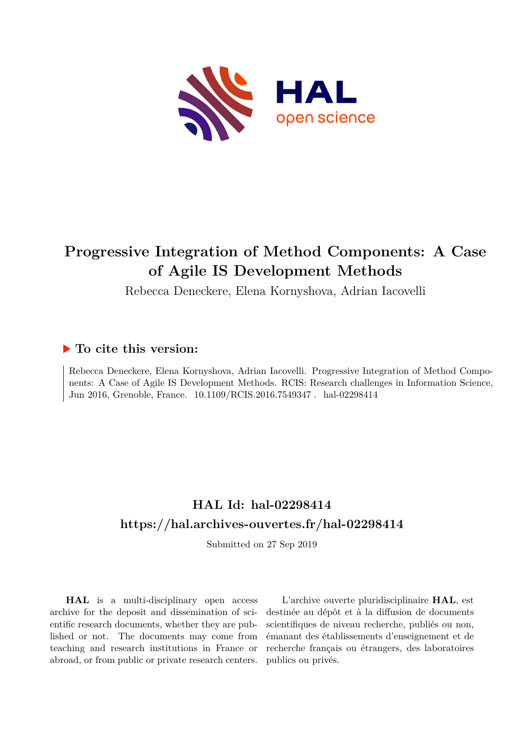# Progressive Integration of Method Components: A Case of Agile IS Development Methods

Rebecca Deneckere, Elena Kornyshova, Adrian Iacovelli

## ▶ To cite this version:

Rebecca Deneckere, Elena Kornyshova, Adrian Iacovelli. Progressive Integration of Method Components: A Case of Agile IS Development Methods. RCIS: Research challenges in Information Science, Jun 2016, Grenoble, France. 10.1109/RCIS.2016.7549347 . hal-02298414

## HAL Id: hal-02298414

## https://hal.archives-ouvertes.fr/hal-02298414

Submitted on 27 Sep 2019

**HAL** is a multi-disciplinary open access archive for the deposit and dissemination of scientific research documents, whether they are published or not. The documents may come from teaching and research institutions in France or abroad, or from public or private research centers.

L'archive ouverte pluridisciplinaire **HAL**, est destinée au dépôt et à la diffusion de documents scientifiques de niveau recherche, publiés ou non, émanant des établissements d'enseignement et de recherche français ou étrangers, des laboratoires publics ou privés.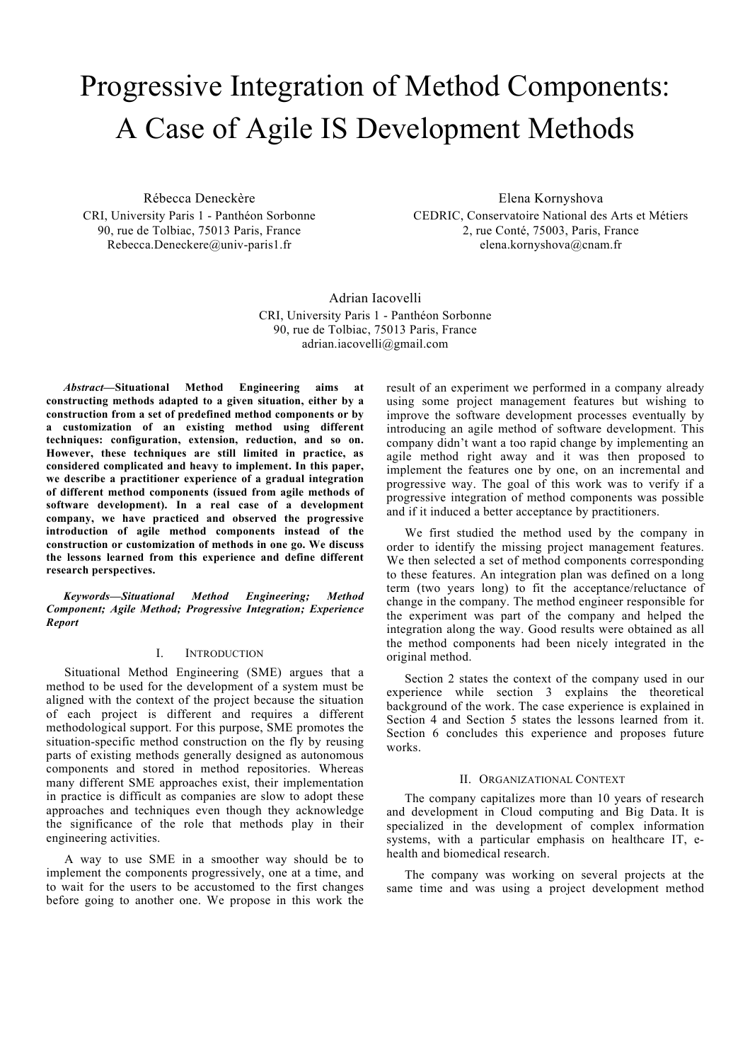# Progressive Integration of Method Components: A Case of Agile IS Development Methods

Rébecca Deneckère
CRI, University Paris 1 - Panthéon Sorbonne
90, rue de Tolbiac, 75013 Paris, France
Rebecca.Deneckere@univ-paris1.fr

Elena Kornyshova
CEDRIC, Conservatoire National des Arts et Métiers
2, rue Conté, 75003, Paris, France
elena.kornyshova@cnam.fr

Adrian Iacovelli
CRI, University Paris 1 - Panthéon Sorbonne
90, rue de Tolbiac, 75013 Paris, France
adrian.iacovelli@gmail.com

***Abstract*—Situational Method Engineering aims at constructing methods adapted to a given situation, either by a construction from a set of predefined method components or by a customization of an existing method using different techniques: configuration, extension, reduction, and so on. However, these techniques are still limited in practice, as considered complicated and heavy to implement. In this paper, we describe a practitioner experience of a gradual integration of different method components (issued from agile methods of software development). In a real case of a development company, we have practiced and observed the progressive introduction of agile method components instead of the construction or customization of methods in one go. We discuss the lessons learned from this experience and define different research perspectives.**

***Keywords—Situational Method Engineering; Method Component; Agile Method; Progressive Integration; Experience Report***

## I. Introduction

Situational Method Engineering (SME) argues that a method to be used for the development of a system must be aligned with the context of the project because the situation of each project is different and requires a different methodological support. For this purpose, SME promotes the situation-specific method construction on the fly by reusing parts of existing methods generally designed as autonomous components and stored in method repositories. Whereas many different SME approaches exist, their implementation in practice is difficult as companies are slow to adopt these approaches and techniques even though they acknowledge the significance of the role that methods play in their engineering activities.

A way to use SME in a smoother way should be to implement the components progressively, one at a time, and to wait for the users to be accustomed to the first changes before going to another one. We propose in this work the result of an experiment we performed in a company already using some project management features but wishing to improve the software development processes eventually by introducing an agile method of software development. This company didn't want a too rapid change by implementing an agile method right away and it was then proposed to implement the features one by one, on an incremental and progressive way. The goal of this work was to verify if a progressive integration of method components was possible and if it induced a better acceptance by practitioners.

We first studied the method used by the company in order to identify the missing project management features. We then selected a set of method components corresponding to these features. An integration plan was defined on a long term (two years long) to fit the acceptance/reluctance of change in the company. The method engineer responsible for the experiment was part of the company and helped the integration along the way. Good results were obtained as all the method components had been nicely integrated in the original method.

Section 2 states the context of the company used in our experience while section 3 explains the theoretical background of the work. The case experience is explained in Section 4 and Section 5 states the lessons learned from it. Section 6 concludes this experience and proposes future works.

## II. Organizational Context

The company capitalizes more than 10 years of research and development in Cloud computing and Big Data. It is specialized in the development of complex information systems, with a particular emphasis on healthcare IT, e-health and biomedical research.

The company was working on several projects at the same time and was using a project development method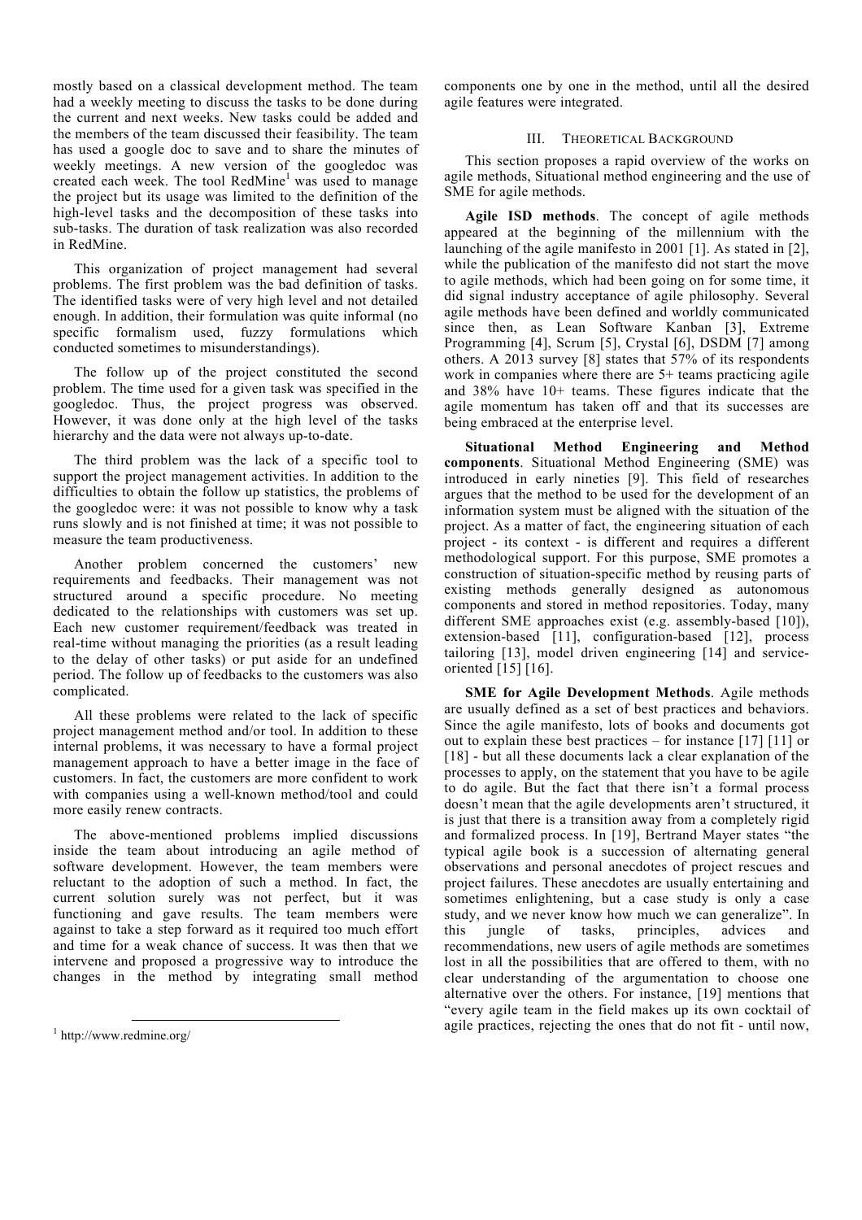mostly based on a classical development method. The team had a weekly meeting to discuss the tasks to be done during the current and next weeks. New tasks could be added and the members of the team discussed their feasibility. The team has used a google doc to save and to share the minutes of weekly meetings. A new version of the googledoc was created each week. The tool RedMine[1] was used to manage the project but its usage was limited to the definition of the high-level tasks and the decomposition of these tasks into sub-tasks. The duration of task realization was also recorded in RedMine.

This organization of project management had several problems. The first problem was the bad definition of tasks. The identified tasks were of very high level and not detailed enough. In addition, their formulation was quite informal (no specific formalism used, fuzzy formulations which conducted sometimes to misunderstandings).

The follow up of the project constituted the second problem. The time used for a given task was specified in the googledoc. Thus, the project progress was observed. However, it was done only at the high level of the tasks hierarchy and the data were not always up-to-date.

The third problem was the lack of a specific tool to support the project management activities. In addition to the difficulties to obtain the follow up statistics, the problems of the googledoc were: it was not possible to know why a task runs slowly and is not finished at time; it was not possible to measure the team productiveness.

Another problem concerned the customers' new requirements and feedbacks. Their management was not structured around a specific procedure. No meeting dedicated to the relationships with customers was set up. Each new customer requirement/feedback was treated in real-time without managing the priorities (as a result leading to the delay of other tasks) or put aside for an undefined period. The follow up of feedbacks to the customers was also complicated.

All these problems were related to the lack of specific project management method and/or tool. In addition to these internal problems, it was necessary to have a formal project management approach to have a better image in the face of customers. In fact, the customers are more confident to work with companies using a well-known method/tool and could more easily renew contracts.

The above-mentioned problems implied discussions inside the team about introducing an agile method of software development. However, the team members were reluctant to the adoption of such a method. In fact, the current solution surely was not perfect, but it was functioning and gave results. The team members were against to take a step forward as it required too much effort and time for a weak chance of success. It was then that we intervene and proposed a progressive way to introduce the changes in the method by integrating small method components one by one in the method, until all the desired agile features were integrated.

[1] http://www.redmine.org/

## III. Theoretical Background

This section proposes a rapid overview of the works on agile methods, Situational method engineering and the use of SME for agile methods.

**Agile ISD methods**. The concept of agile methods appeared at the beginning of the millennium with the launching of the agile manifesto in 2001 [1]. As stated in [2], while the publication of the manifesto did not start the move to agile methods, which had been going on for some time, it did signal industry acceptance of agile philosophy. Several agile methods have been defined and worldly communicated since then, as Lean Software Kanban [3], Extreme Programming [4], Scrum [5], Crystal [6], DSDM [7] among others. A 2013 survey [8] states that 57% of its respondents work in companies where there are 5+ teams practicing agile and 38% have 10+ teams. These figures indicate that the agile momentum has taken off and that its successes are being embraced at the enterprise level.

**Situational Method Engineering and Method components**. Situational Method Engineering (SME) was introduced in early nineties [9]. This field of researches argues that the method to be used for the development of an information system must be aligned with the situation of the project. As a matter of fact, the engineering situation of each project - its context - is different and requires a different methodological support. For this purpose, SME promotes a construction of situation-specific method by reusing parts of existing methods generally designed as autonomous components and stored in method repositories. Today, many different SME approaches exist (e.g. assembly-based [10]), extension-based [11], configuration-based [12], process tailoring [13], model driven engineering [14] and service-oriented [15] [16].

**SME for Agile Development Methods**. Agile methods are usually defined as a set of best practices and behaviors. Since the agile manifesto, lots of books and documents got out to explain these best practices – for instance [17] [11] or [18] - but all these documents lack a clear explanation of the processes to apply, on the statement that you have to be agile to do agile. But the fact that there isn't a formal process doesn't mean that the agile developments aren't structured, it is just that there is a transition away from a completely rigid and formalized process. In [19], Bertrand Mayer states "the typical agile book is a succession of alternating general observations and personal anecdotes of project rescues and project failures. These anecdotes are usually entertaining and sometimes enlightening, but a case study is only a case study, and we never know how much we can generalize". In this jungle of tasks, principles, advices and recommendations, new users of agile methods are sometimes lost in all the possibilities that are offered to them, with no clear understanding of the argumentation to choose one alternative over the others. For instance, [19] mentions that "every agile team in the field makes up its own cocktail of agile practices, rejecting the ones that do not fit - until now,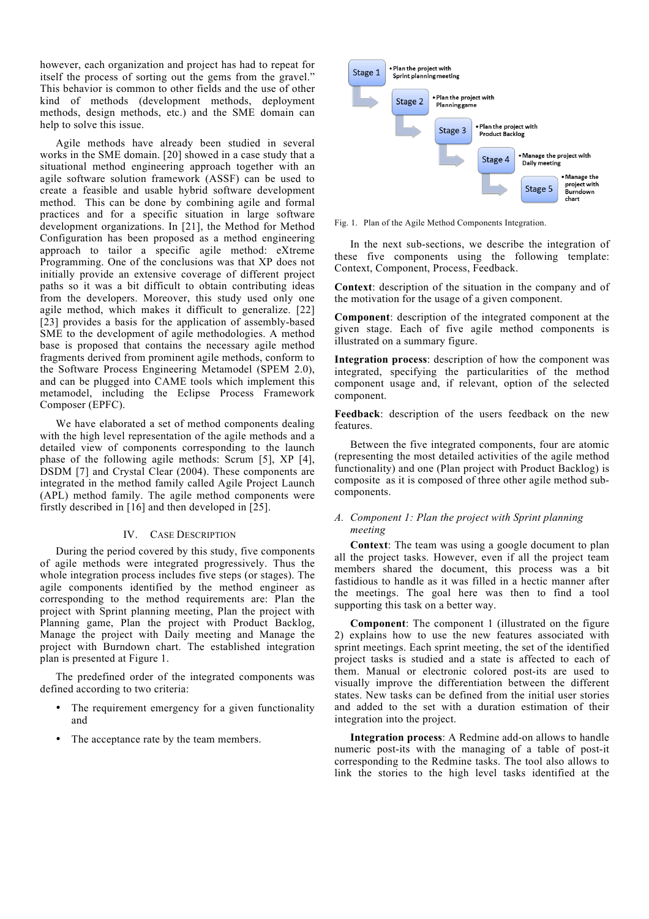however, each organization and project has had to repeat for itself the process of sorting out the gems from the gravel." This behavior is common to other fields and the use of other kind of methods (development methods, deployment methods, design methods, etc.) and the SME domain can help to solve this issue.

Agile methods have already been studied in several works in the SME domain. [20] showed in a case study that a situational method engineering approach together with an agile software solution framework (ASSF) can be used to create a feasible and usable hybrid software development method. This can be done by combining agile and formal practices and for a specific situation in large software development organizations. In [21], the Method for Method Configuration has been proposed as a method engineering approach to tailor a specific agile method: eXtreme Programming. One of the conclusions was that XP does not initially provide an extensive coverage of different project paths so it was a bit difficult to obtain contributing ideas from the developers. Moreover, this study used only one agile method, which makes it difficult to generalize. [22] [23] provides a basis for the application of assembly-based SME to the development of agile methodologies. A method base is proposed that contains the necessary agile method fragments derived from prominent agile methods, conform to the Software Process Engineering Metamodel (SPEM 2.0), and can be plugged into CAME tools which implement this metamodel, including the Eclipse Process Framework Composer (EPFC).

We have elaborated a set of method components dealing with the high level representation of the agile methods and a detailed view of components corresponding to the launch phase of the following agile methods: Scrum [5], XP [4], DSDM [7] and Crystal Clear (2004). These components are integrated in the method family called Agile Project Launch (APL) method family. The agile method components were firstly described in [16] and then developed in [25].

## IV. Case Description

During the period covered by this study, five components of agile methods were integrated progressively. Thus the whole integration process includes five steps (or stages). The agile components identified by the method engineer as corresponding to the method requirements are: Plan the project with Sprint planning meeting, Plan the project with Planning game, Plan the project with Product Backlog, Manage the project with Daily meeting and Manage the project with Burndown chart. The established integration plan is presented at Figure 1.

The predefined order of the integrated components was defined according to two criteria:

- The requirement emergency for a given functionality and
- The acceptance rate by the team members.

Stage 1 • Plan the project with Sprint planning meeting
Stage 2 • Plan the project with Planning game
Stage 3 • Plan the project with Product Backlog
Stage 4 • Manage the project with Daily meeting
Stage 5 • Manage the project with Burndown chart

Fig. 1. Plan of the Agile Method Components Integration.

In the next sub-sections, we describe the integration of these five components using the following template: Context, Component, Process, Feedback.

**Context**: description of the situation in the company and of the motivation for the usage of a given component.

**Component**: description of the integrated component at the given stage. Each of five agile method components is illustrated on a summary figure.

**Integration process**: description of how the component was integrated, specifying the particularities of the method component usage and, if relevant, option of the selected component.

**Feedback**: description of the users feedback on the new features.

Between the five integrated components, four are atomic (representing the most detailed activities of the agile method functionality) and one (Plan project with Product Backlog) is composite as it is composed of three other agile method sub-components.

### *A. Component 1: Plan the project with Sprint planning meeting*

**Context**: The team was using a google document to plan all the project tasks. However, even if all the project team members shared the document, this process was a bit fastidious to handle as it was filled in a hectic manner after the meetings. The goal here was then to find a tool supporting this task on a better way.

**Component**: The component 1 (illustrated on the figure 2) explains how to use the new features associated with sprint meetings. Each sprint meeting, the set of the identified project tasks is studied and a state is affected to each of them. Manual or electronic colored post-its are used to visually improve the differentiation between the different states. New tasks can be defined from the initial user stories and added to the set with a duration estimation of their integration into the project.

**Integration process**: A Redmine add-on allows to handle numeric post-its with the managing of a table of post-it corresponding to the Redmine tasks. The tool also allows to link the stories to the high level tasks identified at the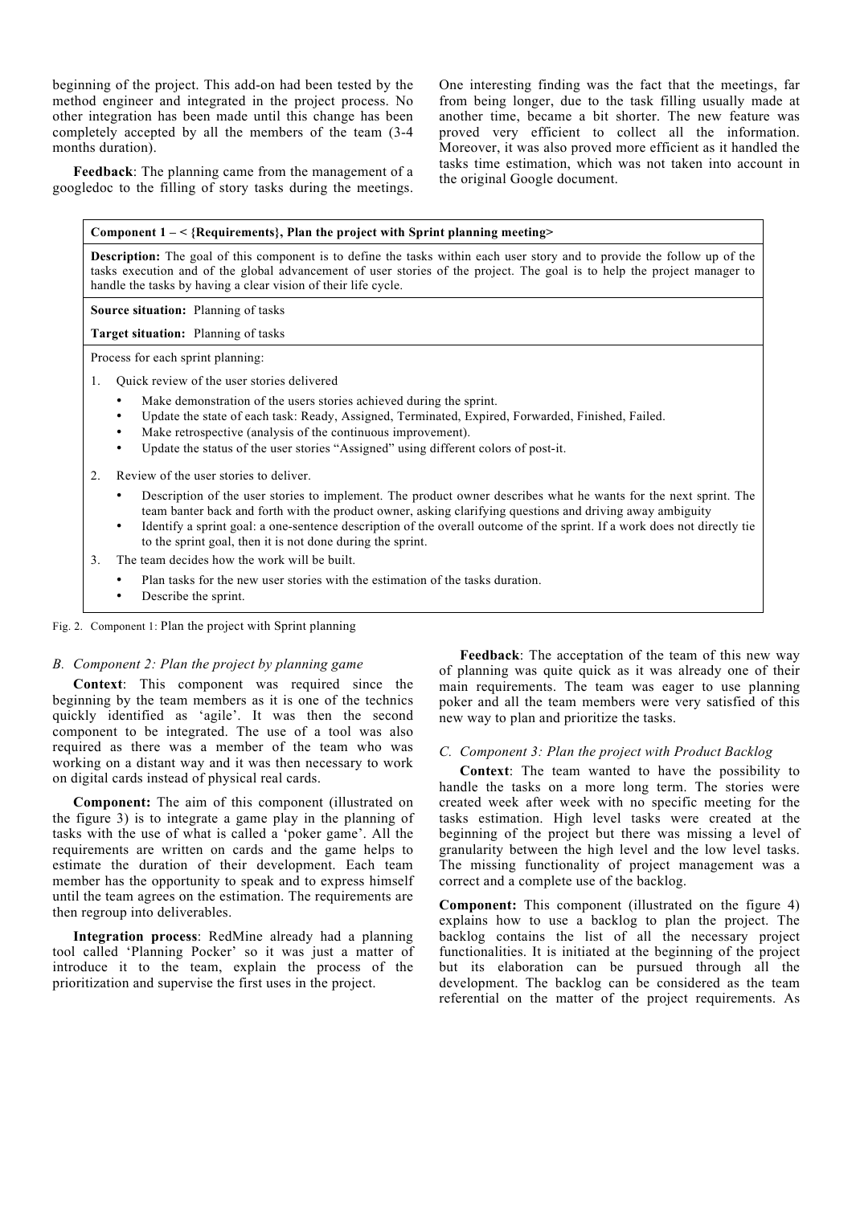beginning of the project. This add-on had been tested by the method engineer and integrated in the project process. No other integration has been made until this change has been completely accepted by all the members of the team (3-4 months duration).

**Feedback**: The planning came from the management of a googledoc to the filling of story tasks during the meetings. One interesting finding was the fact that the meetings, far from being longer, due to the task filling usually made at another time, became a bit shorter. The new feature was proved very efficient to collect all the information. Moreover, it was also proved more efficient as it handled the tasks time estimation, which was not taken into account in the original Google document.

**Component 1 – < {Requirements}, Plan the project with Sprint planning meeting>**

**Description:** The goal of this component is to define the tasks within each user story and to provide the follow up of the tasks execution and of the global advancement of user stories of the project. The goal is to help the project manager to handle the tasks by having a clear vision of their life cycle.

**Source situation:** Planning of tasks

**Target situation:** Planning of tasks

Process for each sprint planning:

1. Quick review of the user stories delivered
   - Make demonstration of the users stories achieved during the sprint.
   - Update the state of each task: Ready, Assigned, Terminated, Expired, Forwarded, Finished, Failed.
   - Make retrospective (analysis of the continuous improvement).
   - Update the status of the user stories "Assigned" using different colors of post-it.
2. Review of the user stories to deliver.
   - Description of the user stories to implement. The product owner describes what he wants for the next sprint. The team banter back and forth with the product owner, asking clarifying questions and driving away ambiguity
   - Identify a sprint goal: a one-sentence description of the overall outcome of the sprint. If a work does not directly tie to the sprint goal, then it is not done during the sprint.
3. The team decides how the work will be built.
   - Plan tasks for the new user stories with the estimation of the tasks duration.
   - Describe the sprint.

Fig. 2. Component 1: Plan the project with Sprint planning

### *B. Component 2: Plan the project by planning game*

**Context**: This component was required since the beginning by the team members as it is one of the technics quickly identified as 'agile'. It was then the second component to be integrated. The use of a tool was also required as there was a member of the team who was working on a distant way and it was then necessary to work on digital cards instead of physical real cards.

**Component:** The aim of this component (illustrated on the figure 3) is to integrate a game play in the planning of tasks with the use of what is called a 'poker game'. All the requirements are written on cards and the game helps to estimate the duration of their development. Each team member has the opportunity to speak and to express himself until the team agrees on the estimation. The requirements are then regroup into deliverables.

**Integration process**: RedMine already had a planning tool called 'Planning Pocker' so it was just a matter of introduce it to the team, explain the process of the prioritization and supervise the first uses in the project.

**Feedback**: The acceptation of the team of this new way of planning was quite quick as it was already one of their main requirements. The team was eager to use planning poker and all the team members were very satisfied of this new way to plan and prioritize the tasks.

### *C. Component 3: Plan the project with Product Backlog*

**Context**: The team wanted to have the possibility to handle the tasks on a more long term. The stories were created week after week with no specific meeting for the tasks estimation. High level tasks were created at the beginning of the project but there was missing a level of granularity between the high level and the low level tasks. The missing functionality of project management was a correct and a complete use of the backlog.

**Component:** This component (illustrated on the figure 4) explains how to use a backlog to plan the project. The backlog contains the list of all the necessary project functionalities. It is initiated at the beginning of the project but its elaboration can be pursued through all the development. The backlog can be considered as the team referential on the matter of the project requirements. As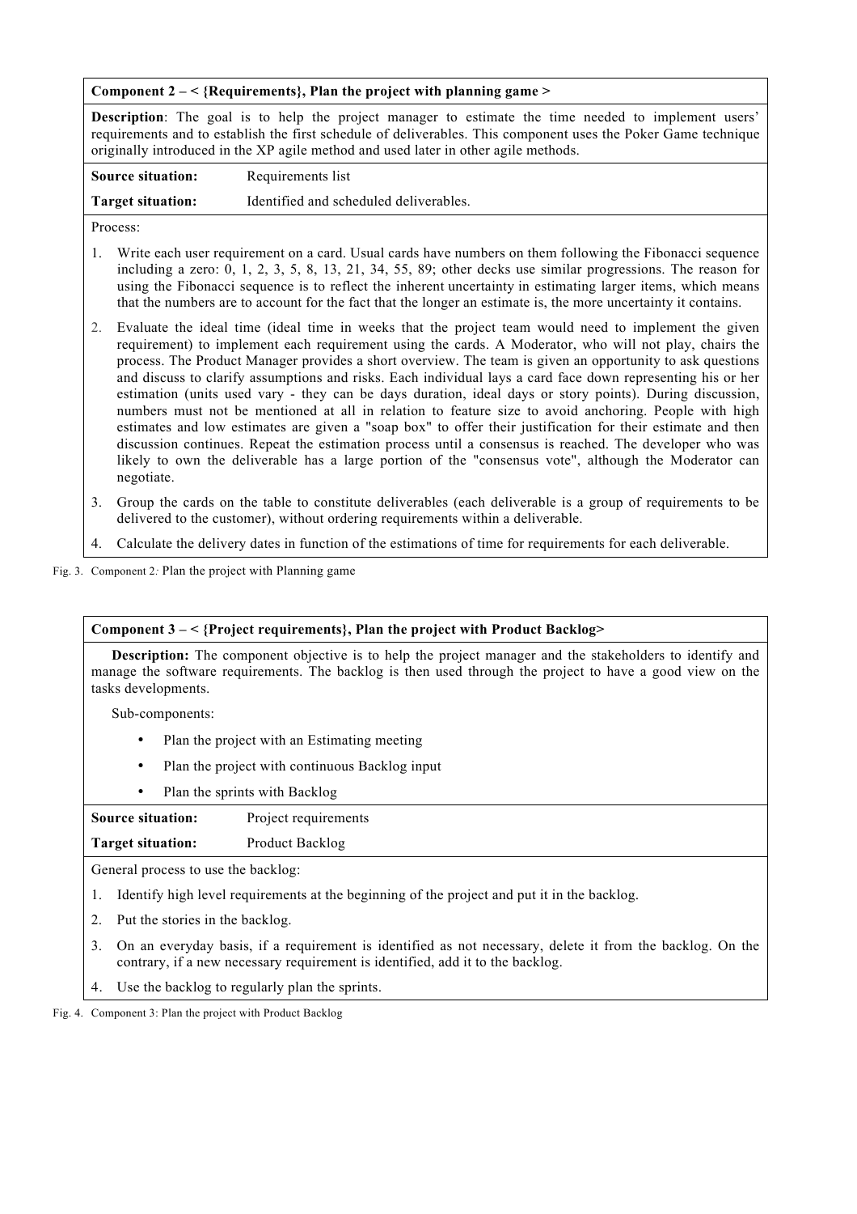**Component 2 – < {Requirements}, Plan the project with planning game >**

**Description**: The goal is to help the project manager to estimate the time needed to implement users' requirements and to establish the first schedule of deliverables. This component uses the Poker Game technique originally introduced in the XP agile method and used later in other agile methods.

| | |
|---|---|
| **Source situation:** | Requirements list |
| **Target situation:** | Identified and scheduled deliverables. |

Process:

1. Write each user requirement on a card. Usual cards have numbers on them following the Fibonacci sequence including a zero: 0, 1, 2, 3, 5, 8, 13, 21, 34, 55, 89; other decks use similar progressions. The reason for using the Fibonacci sequence is to reflect the inherent uncertainty in estimating larger items, which means that the numbers are to account for the fact that the longer an estimate is, the more uncertainty it contains.
2. Evaluate the ideal time (ideal time in weeks that the project team would need to implement the given requirement) to implement each requirement using the cards. A Moderator, who will not play, chairs the process. The Product Manager provides a short overview. The team is given an opportunity to ask questions and discuss to clarify assumptions and risks. Each individual lays a card face down representing his or her estimation (units used vary - they can be days duration, ideal days or story points). During discussion, numbers must not be mentioned at all in relation to feature size to avoid anchoring. People with high estimates and low estimates are given a "soap box" to offer their justification for their estimate and then discussion continues. Repeat the estimation process until a consensus is reached. The developer who was likely to own the deliverable has a large portion of the "consensus vote", although the Moderator can negotiate.
3. Group the cards on the table to constitute deliverables (each deliverable is a group of requirements to be delivered to the customer), without ordering requirements within a deliverable.
4. Calculate the delivery dates in function of the estimations of time for requirements for each deliverable.

Fig. 3. Component 2: Plan the project with Planning game

**Component 3 – < {Project requirements}, Plan the project with Product Backlog>**

**Description:** The component objective is to help the project manager and the stakeholders to identify and manage the software requirements. The backlog is then used through the project to have a good view on the tasks developments.

Sub-components:

- Plan the project with an Estimating meeting
- Plan the project with continuous Backlog input
- Plan the sprints with Backlog

| | |
|---|---|
| **Source situation:** | Project requirements |
| **Target situation:** | Product Backlog |

General process to use the backlog:

1. Identify high level requirements at the beginning of the project and put it in the backlog.
2. Put the stories in the backlog.
3. On an everyday basis, if a requirement is identified as not necessary, delete it from the backlog. On the contrary, if a new necessary requirement is identified, add it to the backlog.
4. Use the backlog to regularly plan the sprints.

Fig. 4. Component 3: Plan the project with Product Backlog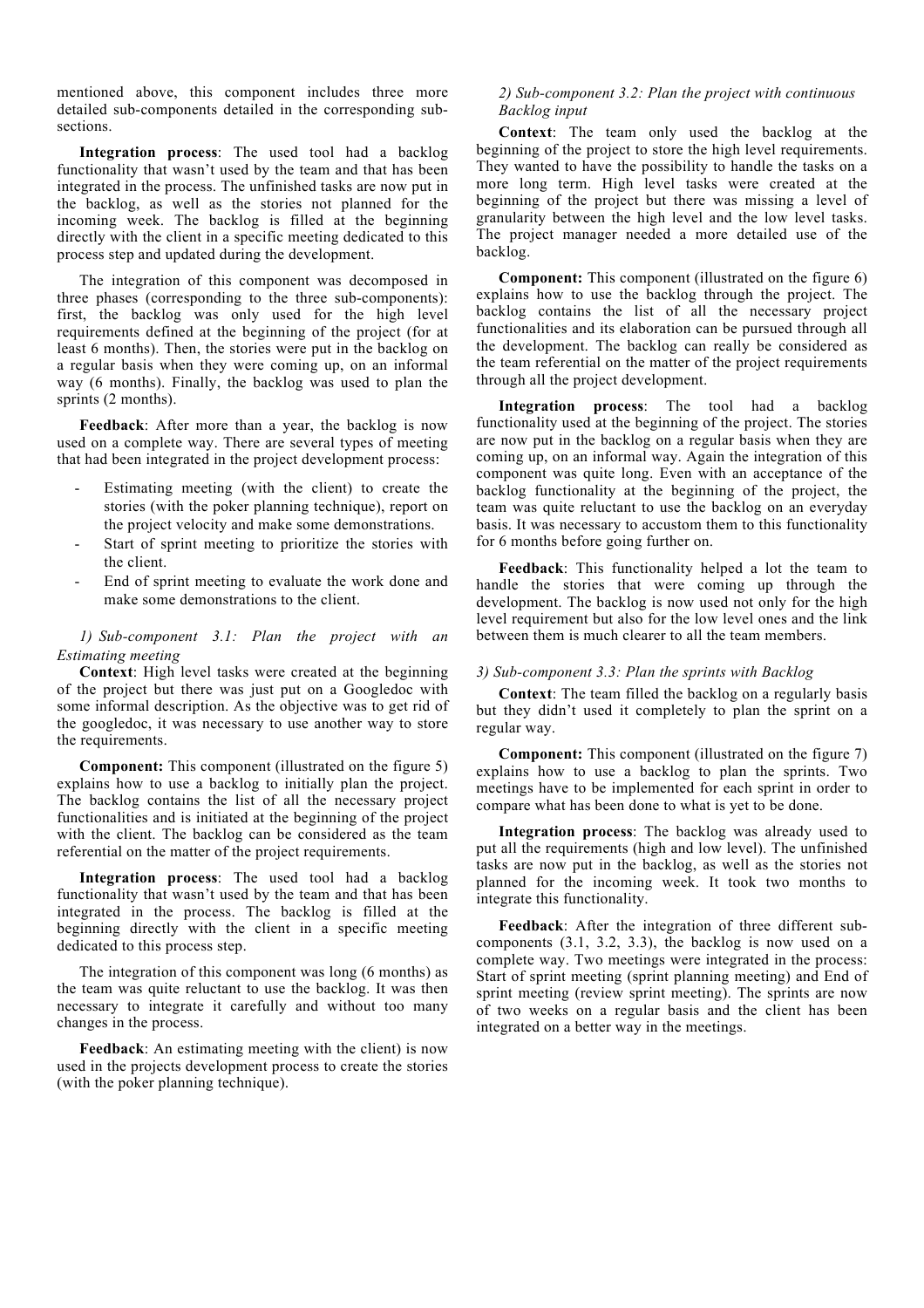mentioned above, this component includes three more detailed sub-components detailed in the corresponding sub-sections.

**Integration process**: The used tool had a backlog functionality that wasn't used by the team and that has been integrated in the process. The unfinished tasks are now put in the backlog, as well as the stories not planned for the incoming week. The backlog is filled at the beginning directly with the client in a specific meeting dedicated to this process step and updated during the development.

The integration of this component was decomposed in three phases (corresponding to the three sub-components): first, the backlog was only used for the high level requirements defined at the beginning of the project (for at least 6 months). Then, the stories were put in the backlog on a regular basis when they were coming up, on an informal way (6 months). Finally, the backlog was used to plan the sprints (2 months).

**Feedback**: After more than a year, the backlog is now used on a complete way. There are several types of meeting that had been integrated in the project development process:

- Estimating meeting (with the client) to create the stories (with the poker planning technique), report on the project velocity and make some demonstrations.
- Start of sprint meeting to prioritize the stories with the client.
- End of sprint meeting to evaluate the work done and make some demonstrations to the client.

*1) Sub-component 3.1: Plan the project with an Estimating meeting*

**Context**: High level tasks were created at the beginning of the project but there was just put on a Googledoc with some informal description. As the objective was to get rid of the googledoc, it was necessary to use another way to store the requirements.

**Component:** This component (illustrated on the figure 5) explains how to use a backlog to initially plan the project. The backlog contains the list of all the necessary project functionalities and is initiated at the beginning of the project with the client. The backlog can be considered as the team referential on the matter of the project requirements.

**Integration process**: The used tool had a backlog functionality that wasn't used by the team and that has been integrated in the process. The backlog is filled at the beginning directly with the client in a specific meeting dedicated to this process step.

The integration of this component was long (6 months) as the team was quite reluctant to use the backlog. It was then necessary to integrate it carefully and without too many changes in the process.

**Feedback**: An estimating meeting with the client) is now used in the projects development process to create the stories (with the poker planning technique).

*2) Sub-component 3.2: Plan the project with continuous Backlog input*

**Context**: The team only used the backlog at the beginning of the project to store the high level requirements. They wanted to have the possibility to handle the tasks on a more long term. High level tasks were created at the beginning of the project but there was missing a level of granularity between the high level and the low level tasks. The project manager needed a more detailed use of the backlog.

**Component:** This component (illustrated on the figure 6) explains how to use the backlog through the project. The backlog contains the list of all the necessary project functionalities and its elaboration can be pursued through all the development. The backlog can really be considered as the team referential on the matter of the project requirements through all the project development.

**Integration process**: The tool had a backlog functionality used at the beginning of the project. The stories are now put in the backlog on a regular basis when they are coming up, on an informal way. Again the integration of this component was quite long. Even with an acceptance of the backlog functionality at the beginning of the project, the team was quite reluctant to use the backlog on an everyday basis. It was necessary to accustom them to this functionality for 6 months before going further on.

**Feedback**: This functionality helped a lot the team to handle the stories that were coming up through the development. The backlog is now used not only for the high level requirement but also for the low level ones and the link between them is much clearer to all the team members.

*3) Sub-component 3.3: Plan the sprints with Backlog*

**Context**: The team filled the backlog on a regularly basis but they didn't used it completely to plan the sprint on a regular way.

**Component:** This component (illustrated on the figure 7) explains how to use a backlog to plan the sprints. Two meetings have to be implemented for each sprint in order to compare what has been done to what is yet to be done.

**Integration process**: The backlog was already used to put all the requirements (high and low level). The unfinished tasks are now put in the backlog, as well as the stories not planned for the incoming week. It took two months to integrate this functionality.

**Feedback**: After the integration of three different sub-components (3.1, 3.2, 3.3), the backlog is now used on a complete way. Two meetings were integrated in the process: Start of sprint meeting (sprint planning meeting) and End of sprint meeting (review sprint meeting). The sprints are now of two weeks on a regular basis and the client has been integrated on a better way in the meetings.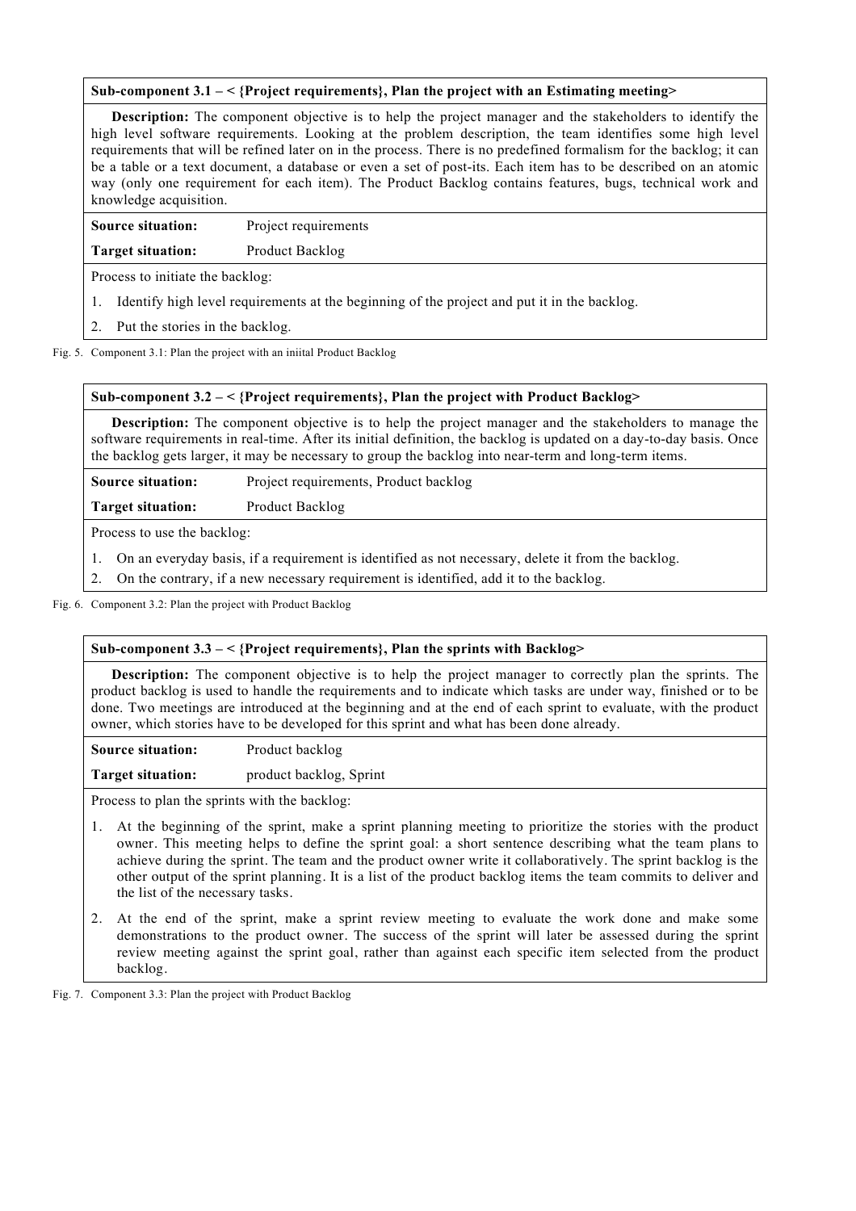**Sub-component 3.1 – < {Project requirements}, Plan the project with an Estimating meeting>**

**Description:** The component objective is to help the project manager and the stakeholders to identify the high level software requirements. Looking at the problem description, the team identifies some high level requirements that will be refined later on in the process. There is no predefined formalism for the backlog; it can be a table or a text document, a database or even a set of post-its. Each item has to be described on an atomic way (only one requirement for each item). The Product Backlog contains features, bugs, technical work and knowledge acquisition.

| | |
|---|---|
| **Source situation:** | Project requirements |
| **Target situation:** | Product Backlog |

Process to initiate the backlog:

1. Identify high level requirements at the beginning of the project and put it in the backlog.
2. Put the stories in the backlog.

Fig. 5. Component 3.1: Plan the project with an iniital Product Backlog

**Sub-component 3.2 – < {Project requirements}, Plan the project with Product Backlog>**

**Description:** The component objective is to help the project manager and the stakeholders to manage the software requirements in real-time. After its initial definition, the backlog is updated on a day-to-day basis. Once the backlog gets larger, it may be necessary to group the backlog into near-term and long-term items.

| | |
|---|---|
| **Source situation:** | Project requirements, Product backlog |
| **Target situation:** | Product Backlog |

Process to use the backlog:

1. On an everyday basis, if a requirement is identified as not necessary, delete it from the backlog.
2. On the contrary, if a new necessary requirement is identified, add it to the backlog.

Fig. 6. Component 3.2: Plan the project with Product Backlog

**Sub-component 3.3 – < {Project requirements}, Plan the sprints with Backlog>**

**Description:** The component objective is to help the project manager to correctly plan the sprints. The product backlog is used to handle the requirements and to indicate which tasks are under way, finished or to be done. Two meetings are introduced at the beginning and at the end of each sprint to evaluate, with the product owner, which stories have to be developed for this sprint and what has been done already.

| | |
|---|---|
| **Source situation:** | Product backlog |
| **Target situation:** | product backlog, Sprint |

Process to plan the sprints with the backlog:

1. At the beginning of the sprint, make a sprint planning meeting to prioritize the stories with the product owner. This meeting helps to define the sprint goal: a short sentence describing what the team plans to achieve during the sprint. The team and the product owner write it collaboratively. The sprint backlog is the other output of the sprint planning. It is a list of the product backlog items the team commits to deliver and the list of the necessary tasks.
2. At the end of the sprint, make a sprint review meeting to evaluate the work done and make some demonstrations to the product owner. The success of the sprint will later be assessed during the sprint review meeting against the sprint goal, rather than against each specific item selected from the product backlog.

Fig. 7. Component 3.3: Plan the project with Product Backlog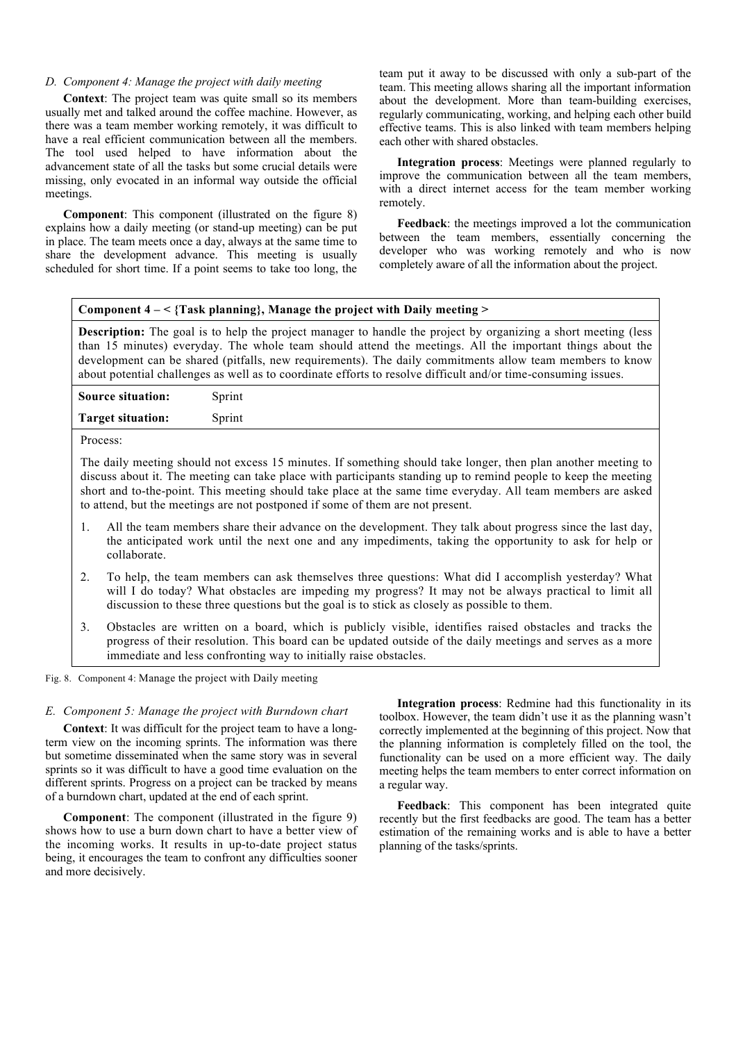### D. Component 4: Manage the project with daily meeting

**Context**: The project team was quite small so its members usually met and talked around the coffee machine. However, as there was a team member working remotely, it was difficult to have a real efficient communication between all the members. The tool used helped to have information about the advancement state of all the tasks but some crucial details were missing, only evocated in an informal way outside the official meetings.

**Component**: This component (illustrated on the figure 8) explains how a daily meeting (or stand-up meeting) can be put in place. The team meets once a day, always at the same time to share the development advance. This meeting is usually scheduled for short time. If a point seems to take too long, the team put it away to be discussed with only a sub-part of the team. This meeting allows sharing all the important information about the development. More than team-building exercises, regularly communicating, working, and helping each other build effective teams. This is also linked with team members helping each other with shared obstacles.

**Integration process**: Meetings were planned regularly to improve the communication between all the team members, with a direct internet access for the team member working remotely.

**Feedback**: the meetings improved a lot the communication between the team members, essentially concerning the developer who was working remotely and who is now completely aware of all the information about the project.

**Component 4 – < {Task planning}, Manage the project with Daily meeting >**

**Description:** The goal is to help the project manager to handle the project by organizing a short meeting (less than 15 minutes) everyday. The whole team should attend the meetings. All the important things about the development can be shared (pitfalls, new requirements). The daily commitments allow team members to know about potential challenges as well as to coordinate efforts to resolve difficult and/or time-consuming issues.

| | |
|---|---|
| **Source situation:** | Sprint |
| **Target situation:** | Sprint |

Process:

The daily meeting should not excess 15 minutes. If something should take longer, then plan another meeting to discuss about it. The meeting can take place with participants standing up to remind people to keep the meeting short and to-the-point. This meeting should take place at the same time everyday. All team members are asked to attend, but the meetings are not postponed if some of them are not present.

1. All the team members share their advance on the development. They talk about progress since the last day, the anticipated work until the next one and any impediments, taking the opportunity to ask for help or collaborate.
2. To help, the team members can ask themselves three questions: What did I accomplish yesterday? What will I do today? What obstacles are impeding my progress? It may not be always practical to limit all discussion to these three questions but the goal is to stick as closely as possible to them.
3. Obstacles are written on a board, which is publicly visible, identifies raised obstacles and tracks the progress of their resolution. This board can be updated outside of the daily meetings and serves as a more immediate and less confronting way to initially raise obstacles.

Fig. 8. Component 4: Manage the project with Daily meeting

### E. Component 5: Manage the project with Burndown chart

**Context**: It was difficult for the project team to have a long-term view on the incoming sprints. The information was there but sometime disseminated when the same story was in several sprints so it was difficult to have a good time evaluation on the different sprints. Progress on a project can be tracked by means of a burndown chart, updated at the end of each sprint.

**Component**: The component (illustrated in the figure 9) shows how to use a burn down chart to have a better view of the incoming works. It results in up-to-date project status being, it encourages the team to confront any difficulties sooner and more decisively.

**Integration process**: Redmine had this functionality in its toolbox. However, the team didn't use it as the planning wasn't correctly implemented at the beginning of this project. Now that the planning information is completely filled on the tool, the functionality can be used on a more efficient way. The daily meeting helps the team members to enter correct information on a regular way.

**Feedback**: This component has been integrated quite recently but the first feedbacks are good. The team has a better estimation of the remaining works and is able to have a better planning of the tasks/sprints.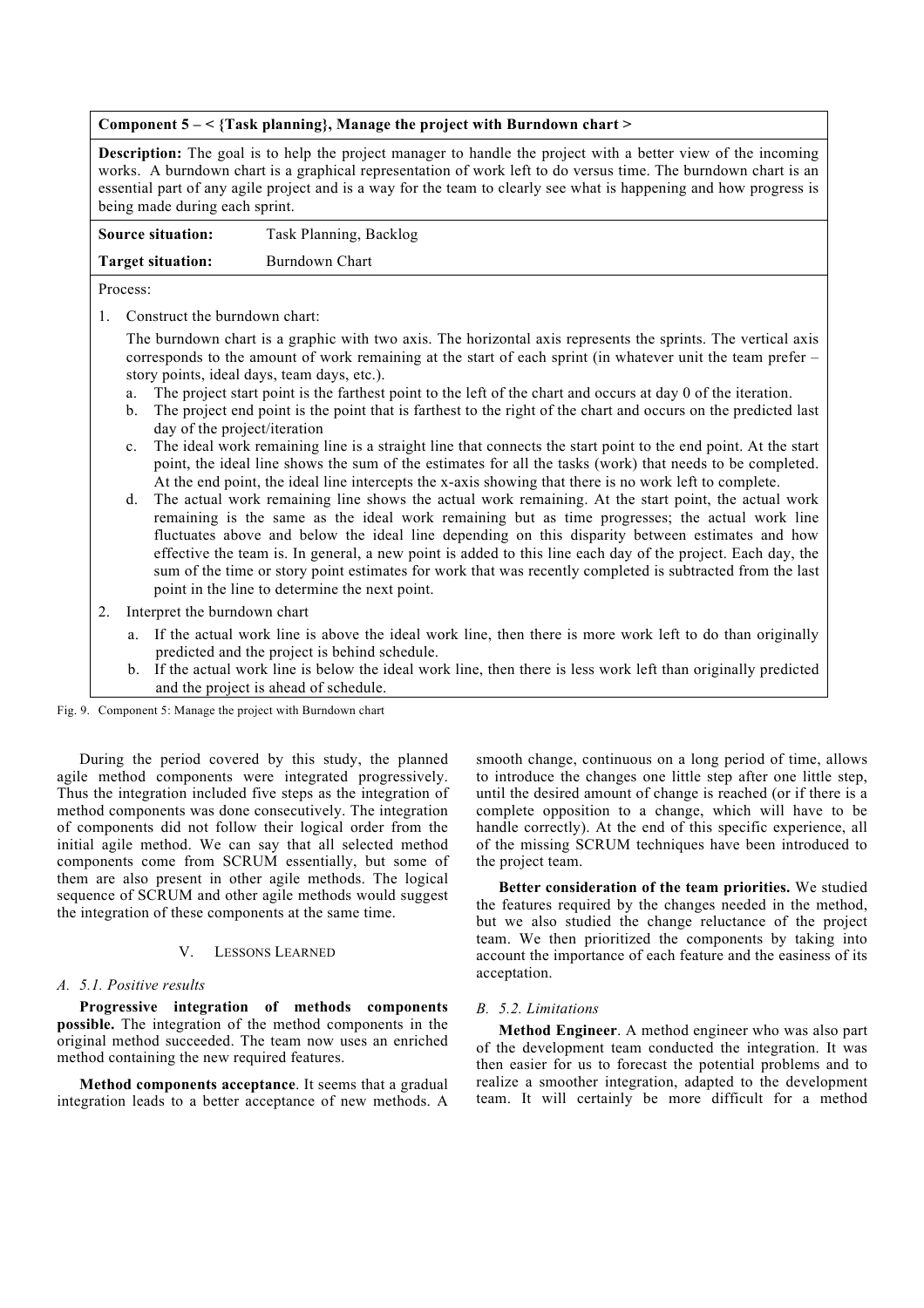**Component 5 – < {Task planning}, Manage the project with Burndown chart >**

**Description:** The goal is to help the project manager to handle the project with a better view of the incoming works. A burndown chart is a graphical representation of work left to do versus time. The burndown chart is an essential part of any agile project and is a way for the team to clearly see what is happening and how progress is being made during each sprint.

| | |
|---|---|
| **Source situation:** | Task Planning, Backlog |
| **Target situation:** | Burndown Chart |

Process:

1. Construct the burndown chart:

   The burndown chart is a graphic with two axis. The horizontal axis represents the sprints. The vertical axis corresponds to the amount of work remaining at the start of each sprint (in whatever unit the team prefer – story points, ideal days, team days, etc.).

   a. The project start point is the farthest point to the left of the chart and occurs at day 0 of the iteration.
   b. The project end point is the point that is farthest to the right of the chart and occurs on the predicted last day of the project/iteration
   c. The ideal work remaining line is a straight line that connects the start point to the end point. At the start point, the ideal line shows the sum of the estimates for all the tasks (work) that needs to be completed. At the end point, the ideal line intercepts the x-axis showing that there is no work left to complete.
   d. The actual work remaining line shows the actual work remaining. At the start point, the actual work remaining is the same as the ideal work remaining but as time progresses; the actual work line fluctuates above and below the ideal line depending on this disparity between estimates and how effective the team is. In general, a new point is added to this line each day of the project. Each day, the sum of the time or story point estimates for work that was recently completed is subtracted from the last point in the line to determine the next point.

2. Interpret the burndown chart

   a. If the actual work line is above the ideal work line, then there is more work left to do than originally predicted and the project is behind schedule.
   b. If the actual work line is below the ideal work line, then there is less work left than originally predicted and the project is ahead of schedule.

Fig. 9. Component 5: Manage the project with Burndown chart

During the period covered by this study, the planned agile method components were integrated progressively. Thus the integration included five steps as the integration of method components was done consecutively. The integration of components did not follow their logical order from the initial agile method. We can say that all selected method components come from SCRUM essentially, but some of them are also present in other agile methods. The logical sequence of SCRUM and other agile methods would suggest the integration of these components at the same time.

## V. Lessons Learned

### A. 5.1. Positive results

**Progressive integration of methods components possible.** The integration of the method components in the original method succeeded. The team now uses an enriched method containing the new required features.

**Method components acceptance**. It seems that a gradual integration leads to a better acceptance of new methods. A smooth change, continuous on a long period of time, allows to introduce the changes one little step after one little step, until the desired amount of change is reached (or if there is a complete opposition to a change, which will have to be handle correctly). At the end of this specific experience, all of the missing SCRUM techniques have been introduced to the project team.

**Better consideration of the team priorities.** We studied the features required by the changes needed in the method, but we also studied the change reluctance of the project team. We then prioritized the components by taking into account the importance of each feature and the easiness of its acceptation.

### B. 5.2. Limitations

**Method Engineer**. A method engineer who was also part of the development team conducted the integration. It was then easier for us to forecast the potential problems and to realize a smoother integration, adapted to the development team. It will certainly be more difficult for a method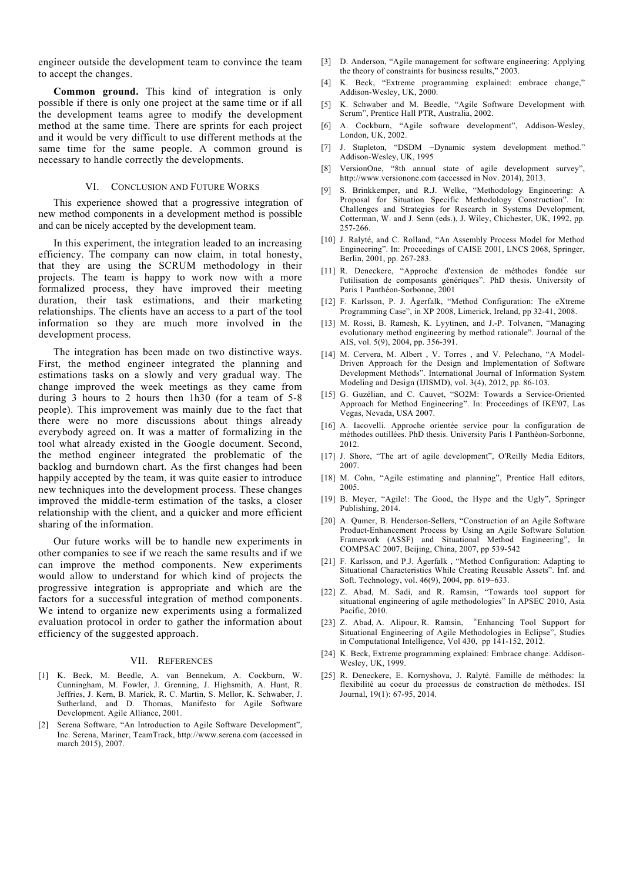engineer outside the development team to convince the team to accept the changes.

**Common ground.** This kind of integration is only possible if there is only one project at the same time or if all the development teams agree to modify the development method at the same time. There are sprints for each project and it would be very difficult to use different methods at the same time for the same people. A common ground is necessary to handle correctly the developments.

## VI. Conclusion and Future Works

This experience showed that a progressive integration of new method components in a development method is possible and can be nicely accepted by the development team.

In this experiment, the integration leaded to an increasing efficiency. The company can now claim, in total honesty, that they are using the SCRUM methodology in their projects. The team is happy to work now with a more formalized process, they have improved their meeting duration, their task estimations, and their marketing relationships. The clients have an access to a part of the tool information so they are much more involved in the development process.

The integration has been made on two distinctive ways. First, the method engineer integrated the planning and estimations tasks on a slowly and very gradual way. The change improved the week meetings as they came from during 3 hours to 2 hours then 1h30 (for a team of 5-8 people). This improvement was mainly due to the fact that there were no more discussions about things already everybody agreed on. It was a matter of formalizing in the tool what already existed in the Google document. Second, the method engineer integrated the problematic of the backlog and burndown chart. As the first changes had been happily accepted by the team, it was quite easier to introduce new techniques into the development process. These changes improved the middle-term estimation of the tasks, a closer relationship with the client, and a quicker and more efficient sharing of the information.

Our future works will be to handle new experiments in other companies to see if we reach the same results and if we can improve the method components. New experiments would allow to understand for which kind of projects the progressive integration is appropriate and which are the factors for a successful integration of method components. We intend to organize new experiments using a formalized evaluation protocol in order to gather the information about efficiency of the suggested approach.

## VII. References

[1] K. Beck, M. Beedle, A. van Bennekum, A. Cockburn, W. Cunningham, M. Fowler, J. Grenning, J. Highsmith, A. Hunt, R. Jeffries, J. Kern, B. Marick, R. C. Martin, S. Mellor, K. Schwaber, J. Sutherland, and D. Thomas, Manifesto for Agile Software Development. Agile Alliance, 2001.

[2] Serena Software, "An Introduction to Agile Software Development", Inc. Serena, Mariner, TeamTrack, http://www.serena.com (accessed in march 2015), 2007.

[3] D. Anderson, "Agile management for software engineering: Applying the theory of constraints for business results," 2003.

[4] K. Beck, "Extreme programming explained: embrace change," Addison-Wesley, UK, 2000.

[5] K. Schwaber and M. Beedle, "Agile Software Development with Scrum", Prentice Hall PTR, Australia, 2002.

[6] A. Cockburn, "Agile software development", Addison-Wesley, London, UK, 2002.

[7] J. Stapleton, "DSDM −Dynamic system development method." Addison-Wesley, UK, 1995

[8] VersionOne, "8th annual state of agile development survey", http://www.versionone.com (accessed in Nov. 2014), 2013.

[9] S. Brinkkemper, and R.J. Welke, "Methodology Engineering: A Proposal for Situation Specific Methodology Construction". In: Challenges and Strategies for Research in Systems Development, Cotterman, W. and J. Senn (eds.), J. Wiley, Chichester, UK, 1992, pp. 257-266.

[10] J. Ralyté, and C. Rolland, "An Assembly Process Model for Method Engineering". In: Proceedings of CAISE 2001, LNCS 2068, Springer, Berlin, 2001, pp. 267-283.

[11] R. Deneckere, "Approche d'extension de méthodes fondée sur l'utilisation de composants génériques". PhD thesis. University of Paris 1 Panthéon-Sorbonne, 2001

[12] F. Karlsson, P. J. Ågerfalk, "Method Configuration: The eXtreme Programming Case", in XP 2008, Limerick, Ireland, pp 32-41, 2008.

[13] M. Rossi, B. Ramesh, K. Lyytinen, and J.-P. Tolvanen, "Managing evolutionary method engineering by method rationale". Journal of the AIS, vol. 5(9), 2004, pp. 356-391.

[14] M. Cervera, M. Albert , V. Torres , and V. Pelechano, "A Model-Driven Approach for the Design and Implementation of Software Development Methods". International Journal of Information System Modeling and Design (IJISMD), vol. 3(4), 2012, pp. 86-103.

[15] G. Guzélian, and C. Cauvet, "SO2M: Towards a Service-Oriented Approach for Method Engineering". In: Proceedings of IKE'07, Las Vegas, Nevada, USA 2007.

[16] A. Iacovelli. Approche orientée service pour la configuration de méthodes outillées. PhD thesis. University Paris 1 Panthéon-Sorbonne, 2012.

[17] J. Shore, "The art of agile development", O'Reilly Media Editors, 2007.

[18] M. Cohn, "Agile estimating and planning", Prentice Hall editors, 2005.

[19] B. Meyer, "Agile!: The Good, the Hype and the Ugly", Springer Publishing, 2014.

[20] A. Qumer, B. Henderson-Sellers, "Construction of an Agile Software Product-Enhancement Process by Using an Agile Software Solution Framework (ASSF) and Situational Method Engineering", In COMPSAC 2007, Beijing, China, 2007, pp 539-542

[21] F. Karlsson, and P.J. Ågerfalk , "Method Configuration: Adapting to Situational Characteristics While Creating Reusable Assets". Inf. and Soft. Technology, vol. 46(9), 2004, pp. 619–633.

[22] Z. Abad, M. Sadi, and R. Ramsin, "Towards tool support for situational engineering of agile methodologies" In APSEC 2010, Asia Pacific, 2010.

[23] Z. Abad, A. Alipour, R. Ramsin, "Enhancing Tool Support for Situational Engineering of Agile Methodologies in Eclipse", Studies in Computational Intelligence, Vol 430, pp 141-152, 2012.

[24] K. Beck, Extreme programming explained: Embrace change. Addison-Wesley, UK, 1999.

[25] R. Deneckere, E. Kornyshova, J. Ralyté. Famille de méthodes: la flexibilité au coeur du processus de construction de méthodes. ISI Journal, 19(1): 67-95, 2014.